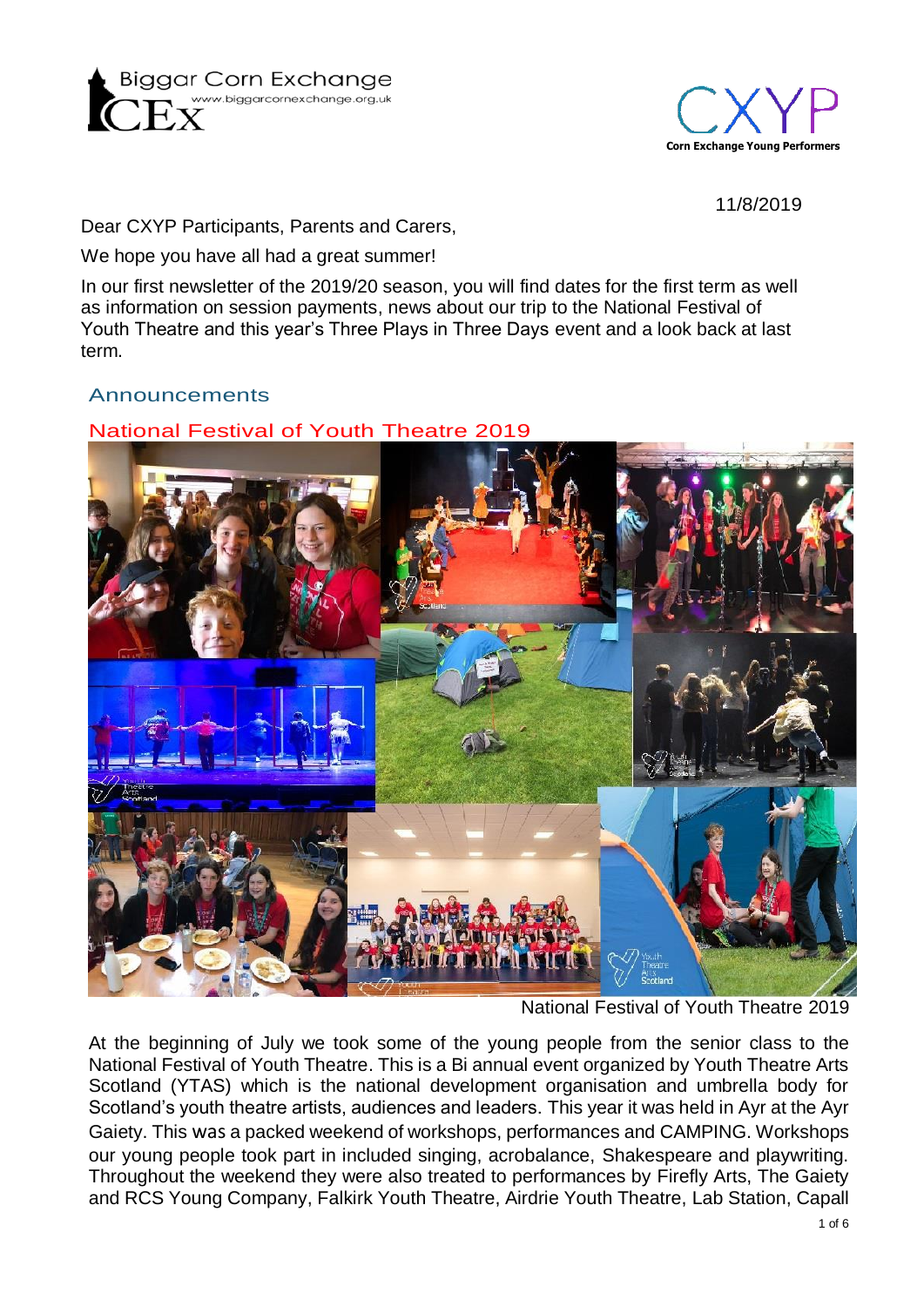Biggar Corn Exchange
www.biggarcornexchange.org.uk

CXYP
Corn Exchange Young Performers

11/8/2019

Dear CXYP Participants, Parents and Carers,

We hope you have all had a great summer!

In our first newsletter of the 2019/20 season, you will find dates for the first term as well as information on session payments, news about our trip to the National Festival of Youth Theatre and this year's Three Plays in Three Days event and a look back at last term.

## Announcements

### National Festival of Youth Theatre 2019

National Festival of Youth Theatre 2019

At the beginning of July we took some of the young people from the senior class to the National Festival of Youth Theatre. This is a Bi annual event organized by Youth Theatre Arts Scotland (YTAS) which is the national development organisation and umbrella body for Scotland's youth theatre artists, audiences and leaders. This year it was held in Ayr at the Ayr Gaiety. This was a packed weekend of workshops, performances and CAMPING. Workshops our young people took part in included singing, acrobalance, Shakespeare and playwriting. Throughout the weekend they were also treated to performances by Firefly Arts, The Gaiety and RCS Young Company, Falkirk Youth Theatre, Airdrie Youth Theatre, Lab Station, Capall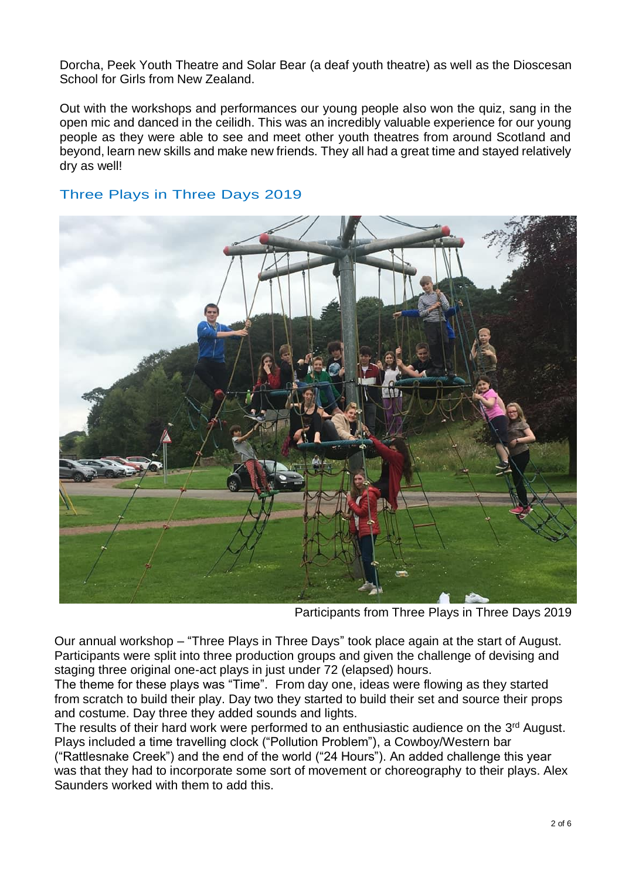Dorcha, Peek Youth Theatre and Solar Bear (a deaf youth theatre) as well as the Dioscesan School for Girls from New Zealand.

Out with the workshops and performances our young people also won the quiz, sang in the open mic and danced in the ceilidh. This was an incredibly valuable experience for our young people as they were able to see and meet other youth theatres from around Scotland and beyond, learn new skills and make new friends. They all had a great time and stayed relatively dry as well!

## Three Plays in Three Days 2019

Participants from Three Plays in Three Days 2019

Our annual workshop – "Three Plays in Three Days" took place again at the start of August. Participants were split into three production groups and given the challenge of devising and staging three original one-act plays in just under 72 (elapsed) hours.

The theme for these plays was "Time". From day one, ideas were flowing as they started from scratch to build their play. Day two they started to build their set and source their props and costume. Day three they added sounds and lights.

The results of their hard work were performed to an enthusiastic audience on the 3rd August. Plays included a time travelling clock ("Pollution Problem"), a Cowboy/Western bar ("Rattlesnake Creek") and the end of the world ("24 Hours"). An added challenge this year was that they had to incorporate some sort of movement or choreography to their plays. Alex Saunders worked with them to add this.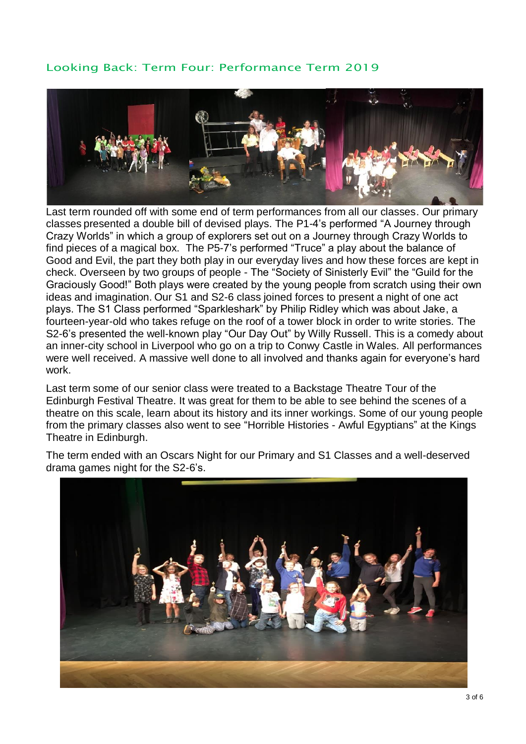## Looking Back: Term Four: Performance Term 2019

Last term rounded off with some end of term performances from all our classes. Our primary classes presented a double bill of devised plays. The P1-4's performed "A Journey through Crazy Worlds" in which a group of explorers set out on a Journey through Crazy Worlds to find pieces of a magical box. The P5-7's performed "Truce" a play about the balance of Good and Evil, the part they both play in our everyday lives and how these forces are kept in check. Overseen by two groups of people - The "Society of Sinisterly Evil" the "Guild for the Graciously Good!" Both plays were created by the young people from scratch using their own ideas and imagination. Our S1 and S2-6 class joined forces to present a night of one act plays. The S1 Class performed "Sparkleshark" by Philip Ridley which was about Jake, a fourteen-year-old who takes refuge on the roof of a tower block in order to write stories. The S2-6's presented the well-known play "Our Day Out" by Willy Russell. This is a comedy about an inner-city school in Liverpool who go on a trip to Conwy Castle in Wales. All performances were well received. A massive well done to all involved and thanks again for everyone's hard work.

Last term some of our senior class were treated to a Backstage Theatre Tour of the Edinburgh Festival Theatre. It was great for them to be able to see behind the scenes of a theatre on this scale, learn about its history and its inner workings. Some of our young people from the primary classes also went to see "Horrible Histories - Awful Egyptians" at the Kings Theatre in Edinburgh.

The term ended with an Oscars Night for our Primary and S1 Classes and a well-deserved drama games night for the S2-6's.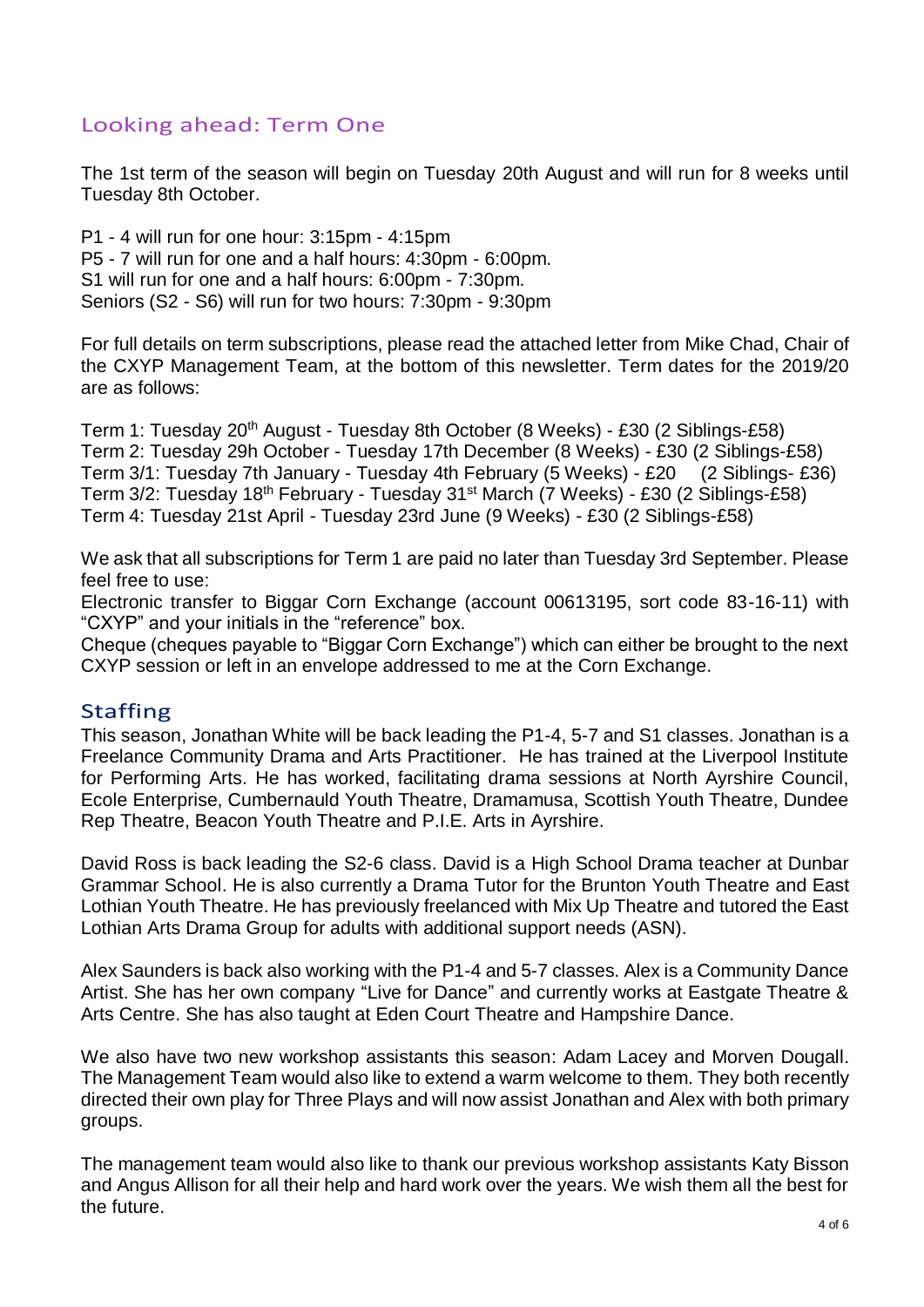## Looking ahead: Term One

The 1st term of the season will begin on Tuesday 20th August and will run for 8 weeks until Tuesday 8th October.

P1 - 4 will run for one hour: 3:15pm - 4:15pm
P5 - 7 will run for one and a half hours: 4:30pm - 6:00pm.
S1 will run for one and a half hours: 6:00pm - 7:30pm.
Seniors (S2 - S6) will run for two hours: 7:30pm - 9:30pm

For full details on term subscriptions, please read the attached letter from Mike Chad, Chair of the CXYP Management Team, at the bottom of this newsletter. Term dates for the 2019/20 are as follows:

Term 1: Tuesday 20th August - Tuesday 8th October (8 Weeks) - £30 (2 Siblings-£58)
Term 2: Tuesday 29h October - Tuesday 17th December (8 Weeks) - £30 (2 Siblings-£58)
Term 3/1: Tuesday 7th January - Tuesday 4th February (5 Weeks) - £20 (2 Siblings- £36)
Term 3/2: Tuesday 18th February - Tuesday 31st March (7 Weeks) - £30 (2 Siblings-£58)
Term 4: Tuesday 21st April - Tuesday 23rd June (9 Weeks) - £30 (2 Siblings-£58)

We ask that all subscriptions for Term 1 are paid no later than Tuesday 3rd September. Please feel free to use:
Electronic transfer to Biggar Corn Exchange (account 00613195, sort code 83-16-11) with "CXYP" and your initials in the "reference" box.
Cheque (cheques payable to "Biggar Corn Exchange") which can either be brought to the next CXYP session or left in an envelope addressed to me at the Corn Exchange.

## Staffing

This season, Jonathan White will be back leading the P1-4, 5-7 and S1 classes. Jonathan is a Freelance Community Drama and Arts Practitioner. He has trained at the Liverpool Institute for Performing Arts. He has worked, facilitating drama sessions at North Ayrshire Council, Ecole Enterprise, Cumbernauld Youth Theatre, Dramamusa, Scottish Youth Theatre, Dundee Rep Theatre, Beacon Youth Theatre and P.I.E. Arts in Ayrshire.

David Ross is back leading the S2-6 class. David is a High School Drama teacher at Dunbar Grammar School. He is also currently a Drama Tutor for the Brunton Youth Theatre and East Lothian Youth Theatre. He has previously freelanced with Mix Up Theatre and tutored the East Lothian Arts Drama Group for adults with additional support needs (ASN).

Alex Saunders is back also working with the P1-4 and 5-7 classes. Alex is a Community Dance Artist. She has her own company "Live for Dance" and currently works at Eastgate Theatre & Arts Centre. She has also taught at Eden Court Theatre and Hampshire Dance.

We also have two new workshop assistants this season: Adam Lacey and Morven Dougall. The Management Team would also like to extend a warm welcome to them. They both recently directed their own play for Three Plays and will now assist Jonathan and Alex with both primary groups.

The management team would also like to thank our previous workshop assistants Katy Bisson and Angus Allison for all their help and hard work over the years. We wish them all the best for the future.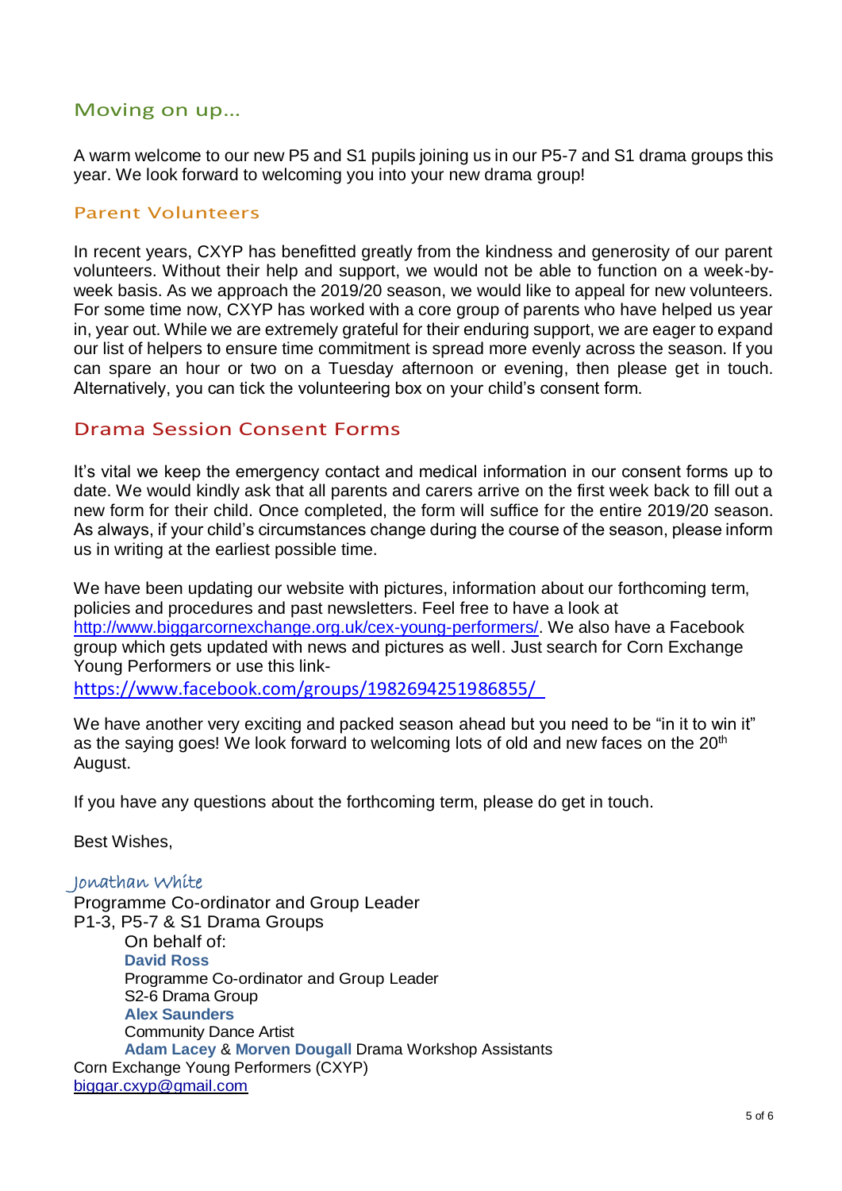## Moving on up…

A warm welcome to our new P5 and S1 pupils joining us in our P5-7 and S1 drama groups this year. We look forward to welcoming you into your new drama group!

## Parent Volunteers

In recent years, CXYP has benefitted greatly from the kindness and generosity of our parent volunteers. Without their help and support, we would not be able to function on a week-by-week basis. As we approach the 2019/20 season, we would like to appeal for new volunteers. For some time now, CXYP has worked with a core group of parents who have helped us year in, year out. While we are extremely grateful for their enduring support, we are eager to expand our list of helpers to ensure time commitment is spread more evenly across the season. If you can spare an hour or two on a Tuesday afternoon or evening, then please get in touch. Alternatively, you can tick the volunteering box on your child's consent form.

## Drama Session Consent Forms

It's vital we keep the emergency contact and medical information in our consent forms up to date. We would kindly ask that all parents and carers arrive on the first week back to fill out a new form for their child. Once completed, the form will suffice for the entire 2019/20 season. As always, if your child's circumstances change during the course of the season, please inform us in writing at the earliest possible time.

We have been updating our website with pictures, information about our forthcoming term, policies and procedures and past newsletters. Feel free to have a look at [http://www.biggarcornexchange.org.uk/cex-young-performers/](http://www.biggarcornexchange.org.uk/cex-young-performers/). We also have a Facebook group which gets updated with news and pictures as well. Just search for Corn Exchange Young Performers or use this link-
[https://www.facebook.com/groups/1982694251986855/](https://www.facebook.com/groups/1982694251986855/)

We have another very exciting and packed season ahead but you need to be "in it to win it" as the saying goes! We look forward to welcoming lots of old and new faces on the 20th August.

If you have any questions about the forthcoming term, please do get in touch.

Best Wishes,

*Jonathan White*
Programme Co-ordinator and Group Leader
P1-3, P5-7 & S1 Drama Groups

On behalf of:
**David Ross**
Programme Co-ordinator and Group Leader
S2-6 Drama Group
**Alex Saunders**
Community Dance Artist
**Adam Lacey** & **Morven Dougall** Drama Workshop Assistants

Corn Exchange Young Performers (CXYP)
[biggar.cxyp@gmail.com](mailto:biggar.cxyp@gmail.com)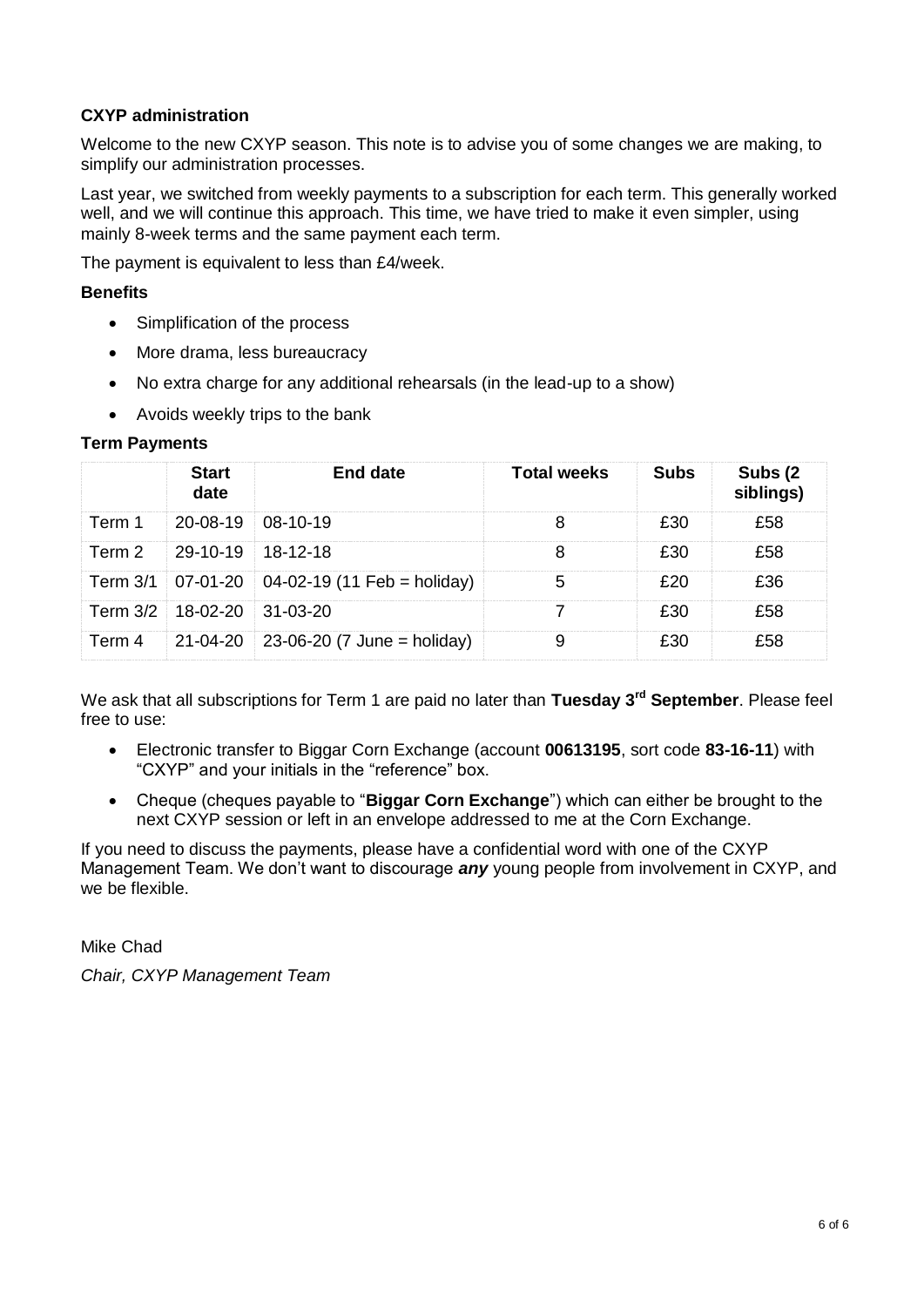**CXYP administration**

Welcome to the new CXYP season. This note is to advise you of some changes we are making, to simplify our administration processes.

Last year, we switched from weekly payments to a subscription for each term. This generally worked well, and we will continue this approach. This time, we have tried to make it even simpler, using mainly 8-week terms and the same payment each term.

The payment is equivalent to less than £4/week.

**Benefits**

- Simplification of the process
- More drama, less bureaucracy
- No extra charge for any additional rehearsals (in the lead-up to a show)
- Avoids weekly trips to the bank

**Term Payments**

| | Start date | End date | Total weeks | Subs | Subs (2 siblings) |
|---|---|---|---|---|---|
| Term 1 | 20-08-19 | 08-10-19 | 8 | £30 | £58 |
| Term 2 | 29-10-19 | 18-12-18 | 8 | £30 | £58 |
| Term 3/1 | 07-01-20 | 04-02-19 (11 Feb = holiday) | 5 | £20 | £36 |
| Term 3/2 | 18-02-20 | 31-03-20 | 7 | £30 | £58 |
| Term 4 | 21-04-20 | 23-06-20 (7 June = holiday) | 9 | £30 | £58 |

We ask that all subscriptions for Term 1 are paid no later than **Tuesday 3rd September**. Please feel free to use:

- Electronic transfer to Biggar Corn Exchange (account **00613195**, sort code **83-16-11**) with "CXYP" and your initials in the "reference" box.
- Cheque (cheques payable to "**Biggar Corn Exchange**") which can either be brought to the next CXYP session or left in an envelope addressed to me at the Corn Exchange.

If you need to discuss the payments, please have a confidential word with one of the CXYP Management Team. We don't want to discourage ***any*** young people from involvement in CXYP, and we be flexible.

Mike Chad

*Chair, CXYP Management Team*